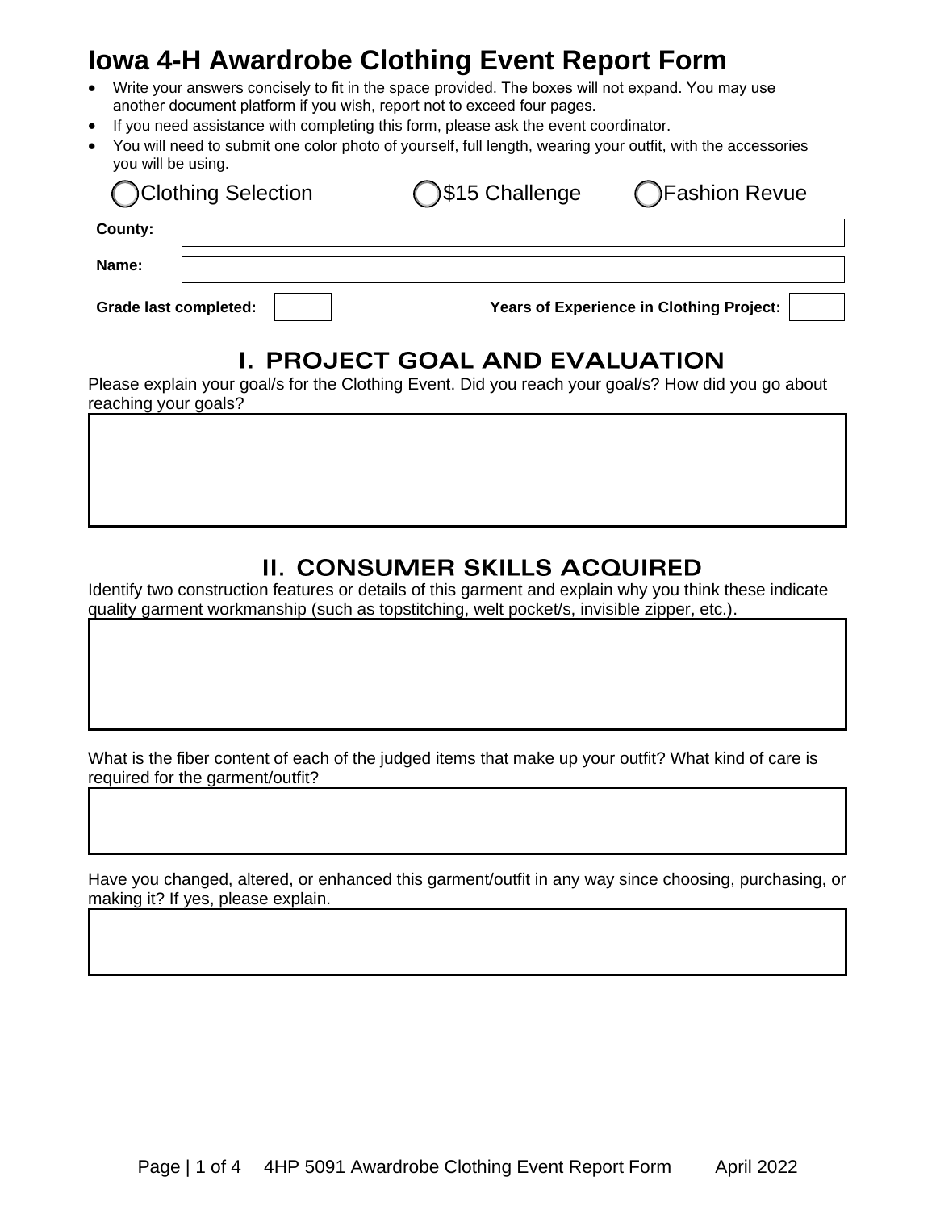# Iowa 4-H Awardrobe Clothing Event Report Form

- Write your answers concisely to fit in the space provided. The boxes will not expand. You may use another document platform if you wish, report not to exceed four pages.
- If you need assistance with completing this form, please ask the event coordinator.
- You will need to submit one color photo of yourself, full length, wearing your outfit, with the accessories you will be using.

○ Clothing Selection ○ $15 Challenge ○ Fashion Revue

**County:**

**Name:**

**Grade last completed:** **Years of Experience in Clothing Project:**

## I. PROJECT GOAL AND EVALUATION

Please explain your goal/s for the Clothing Event. Did you reach your goal/s? How did you go about reaching your goals?

## II. CONSUMER SKILLS ACQUIRED

Identify two construction features or details of this garment and explain why you think these indicate quality garment workmanship (such as topstitching, welt pocket/s, invisible zipper, etc.).

What is the fiber content of each of the judged items that make up your outfit? What kind of care is required for the garment/outfit?

Have you changed, altered, or enhanced this garment/outfit in any way since choosing, purchasing, or making it? If yes, please explain.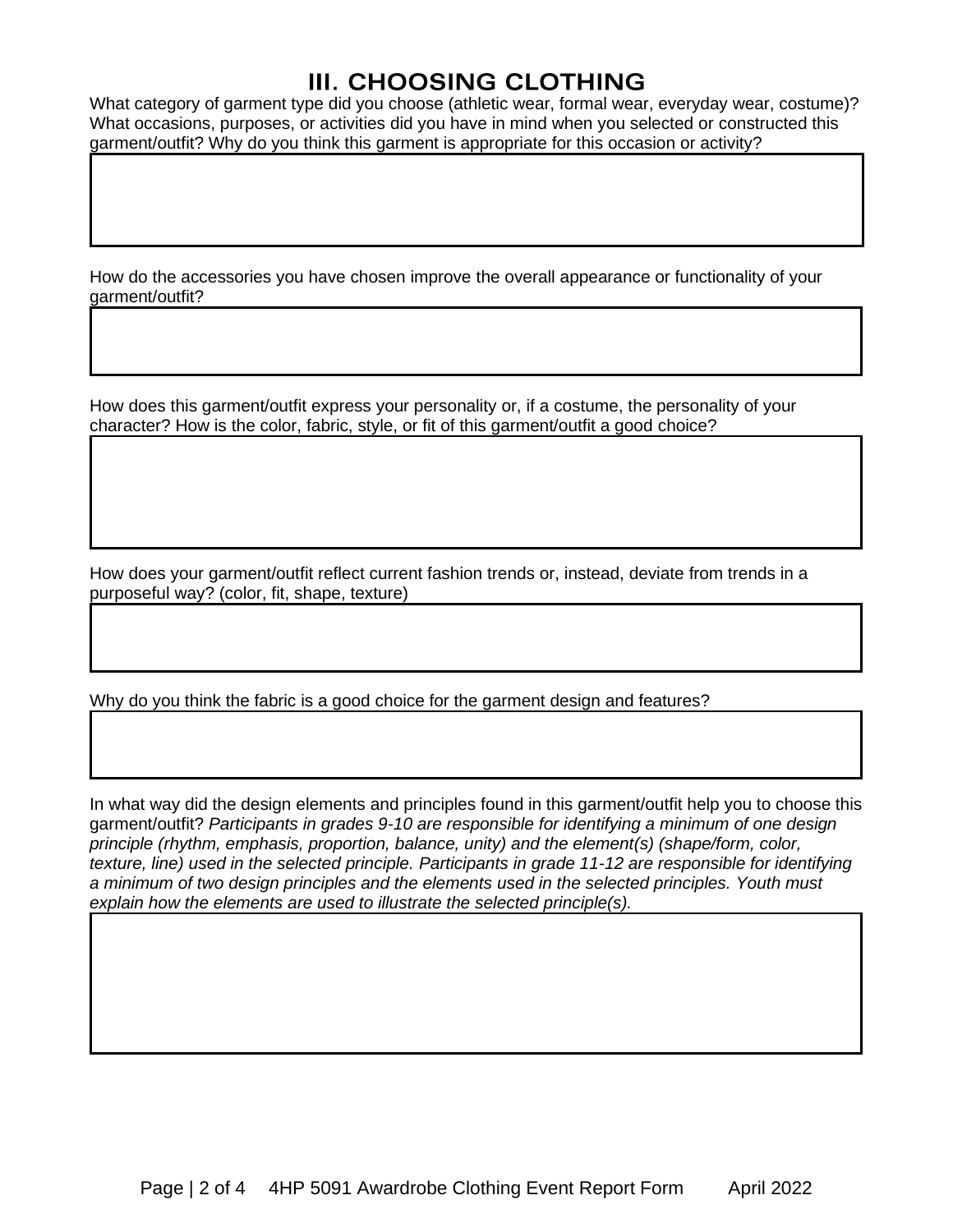## III. CHOOSING CLOTHING

What category of garment type did you choose (athletic wear, formal wear, everyday wear, costume)? What occasions, purposes, or activities did you have in mind when you selected or constructed this garment/outfit? Why do you think this garment is appropriate for this occasion or activity?

How do the accessories you have chosen improve the overall appearance or functionality of your garment/outfit?

How does this garment/outfit express your personality or, if a costume, the personality of your character? How is the color, fabric, style, or fit of this garment/outfit a good choice?

How does your garment/outfit reflect current fashion trends or, instead, deviate from trends in a purposeful way? (color, fit, shape, texture)

Why do you think the fabric is a good choice for the garment design and features?

In what way did the design elements and principles found in this garment/outfit help you to choose this garment/outfit? *Participants in grades 9-10 are responsible for identifying a minimum of one design principle (rhythm, emphasis, proportion, balance, unity) and the element(s) (shape/form, color, texture, line) used in the selected principle. Participants in grade 11-12 are responsible for identifying a minimum of two design principles and the elements used in the selected principles. Youth must explain how the elements are used to illustrate the selected principle(s).*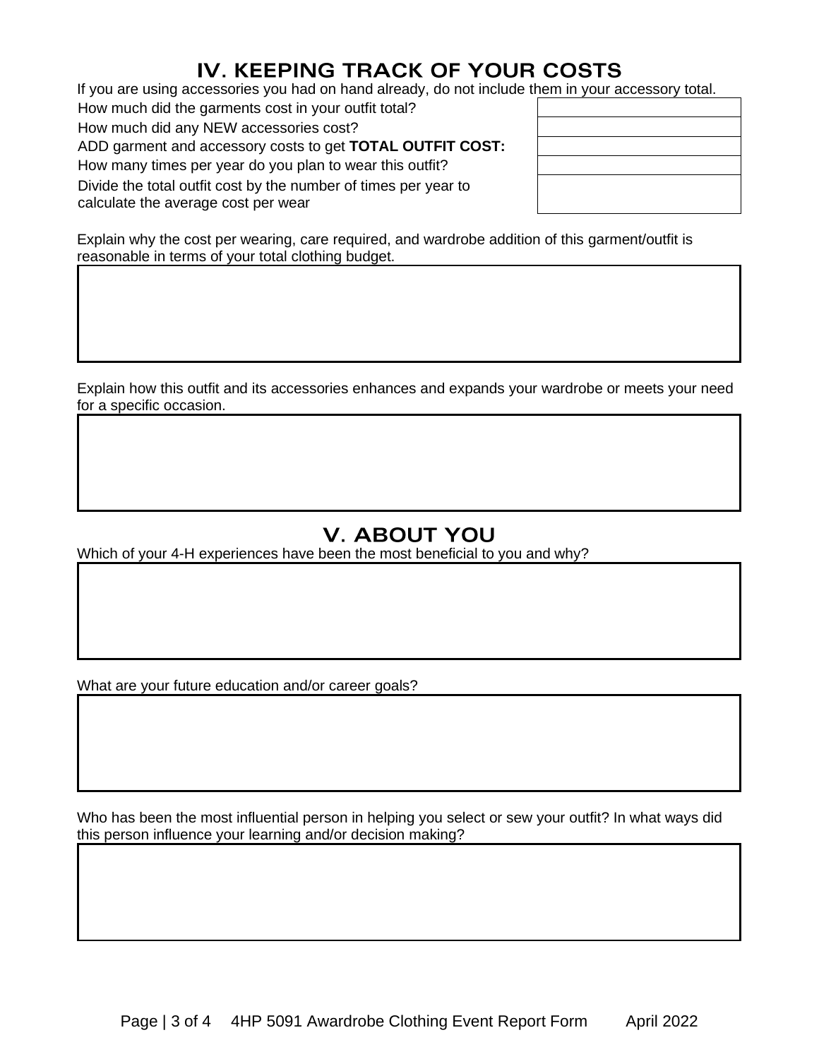## IV. KEEPING TRACK OF YOUR COSTS

If you are using accessories you had on hand already, do not include them in your accessory total.

| | |
|---|---|
| How much did the garments cost in your outfit total? | |
| How much did any NEW accessories cost? | |
| ADD garment and accessory costs to get **TOTAL OUTFIT COST:** | |
| How many times per year do you plan to wear this outfit? | |
| Divide the total outfit cost by the number of times per year to calculate the average cost per wear | |

Explain why the cost per wearing, care required, and wardrobe addition of this garment/outfit is reasonable in terms of your total clothing budget.

Explain how this outfit and its accessories enhances and expands your wardrobe or meets your need for a specific occasion.

## V. ABOUT YOU

Which of your 4-H experiences have been the most beneficial to you and why?

What are your future education and/or career goals?

Who has been the most influential person in helping you select or sew your outfit? In what ways did this person influence your learning and/or decision making?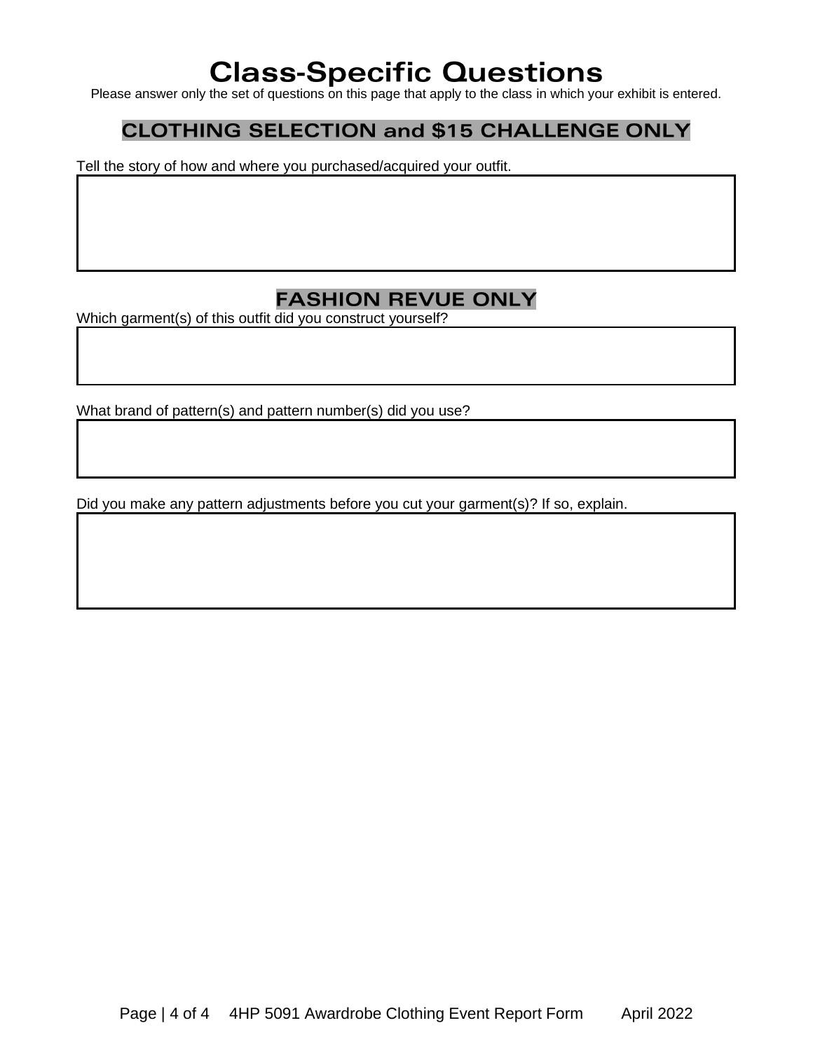# Class-Specific Questions

Please answer only the set of questions on this page that apply to the class in which your exhibit is entered.

## CLOTHING SELECTION and $15 CHALLENGE ONLY

Tell the story of how and where you purchased/acquired your outfit.

## FASHION REVUE ONLY

Which garment(s) of this outfit did you construct yourself?

What brand of pattern(s) and pattern number(s) did you use?

Did you make any pattern adjustments before you cut your garment(s)? If so, explain.